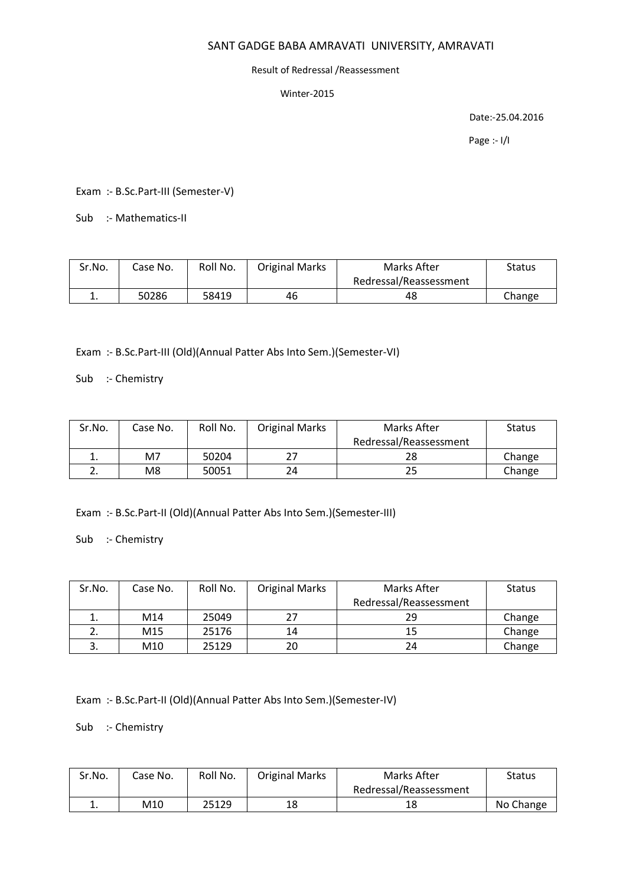# SANT GADGE BABA AMRAVATI UNIVERSITY, AMRAVATI

Result of Redressal /Reassessment

Winter-2015

Date:-25.04.2016

Page :- I/I

Exam :- B.Sc.Part-III (Semester-V)

Sub :- Mathematics-II

| Sr.No. | Case No. | Roll No. | Original Marks | Marks After Redressal/Reassessment | Status |
|---|---|---|---|---|---|
| 1. | 50286 | 58419 | 46 | 48 | Change |

Exam :- B.Sc.Part-III (Old)(Annual Patter Abs Into Sem.)(Semester-VI)

Sub :- Chemistry

| Sr.No. | Case No. | Roll No. | Original Marks | Marks After Redressal/Reassessment | Status |
|---|---|---|---|---|---|
| 1. | M7 | 50204 | 27 | 28 | Change |
| 2. | M8 | 50051 | 24 | 25 | Change |

Exam :- B.Sc.Part-II (Old)(Annual Patter Abs Into Sem.)(Semester-III)

Sub :- Chemistry

| Sr.No. | Case No. | Roll No. | Original Marks | Marks After Redressal/Reassessment | Status |
|---|---|---|---|---|---|
| 1. | M14 | 25049 | 27 | 29 | Change |
| 2. | M15 | 25176 | 14 | 15 | Change |
| 3. | M10 | 25129 | 20 | 24 | Change |

Exam :- B.Sc.Part-II (Old)(Annual Patter Abs Into Sem.)(Semester-IV)

Sub :- Chemistry

| Sr.No. | Case No. | Roll No. | Original Marks | Marks After Redressal/Reassessment | Status |
|---|---|---|---|---|---|
| 1. | M10 | 25129 | 18 | 18 | No Change |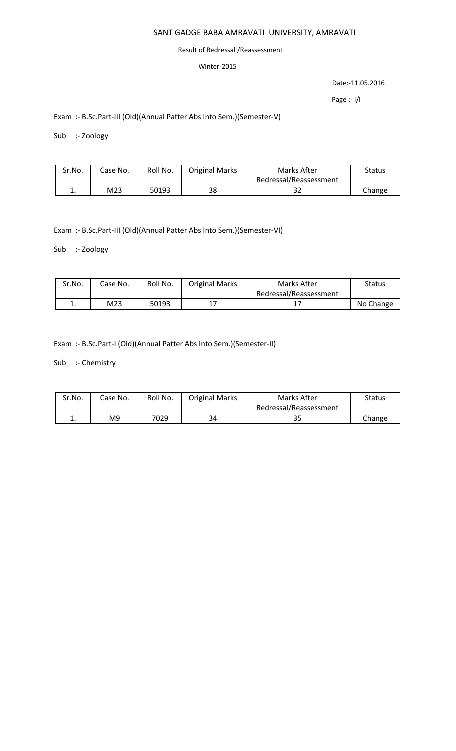# SANT GADGE BABA AMRAVATI UNIVERSITY, AMRAVATI

Result of Redressal /Reassessment

Winter-2015

Date:-11.05.2016

Page :- I/I

Exam :- B.Sc.Part-III (Old)(Annual Patter Abs Into Sem.)(Semester-V)

Sub :- Zoology

| Sr.No. | Case No. | Roll No. | Original Marks | Marks After Redressal/Reassessment | Status |
|---|---|---|---|---|---|
| 1. | M23 | 50193 | 38 | 32 | Change |

Exam :- B.Sc.Part-III (Old)(Annual Patter Abs Into Sem.)(Semester-VI)

Sub :- Zoology

| Sr.No. | Case No. | Roll No. | Original Marks | Marks After Redressal/Reassessment | Status |
|---|---|---|---|---|---|
| 1. | M23 | 50193 | 17 | 17 | No Change |

Exam :- B.Sc.Part-I (Old)(Annual Patter Abs Into Sem.)(Semester-II)

Sub :- Chemistry

| Sr.No. | Case No. | Roll No. | Original Marks | Marks After Redressal/Reassessment | Status |
|---|---|---|---|---|---|
| 1. | M9 | 7029 | 34 | 35 | Change |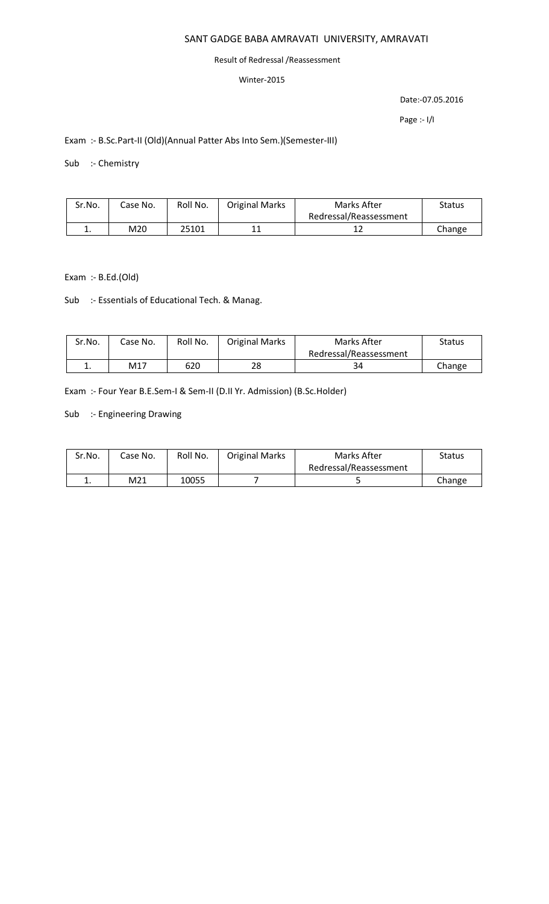# SANT GADGE BABA AMRAVATI UNIVERSITY, AMRAVATI

Result of Redressal /Reassessment

Winter-2015

Date:-07.05.2016

Page :- I/I

Exam :- B.Sc.Part-II (Old)(Annual Patter Abs Into Sem.)(Semester-III)

Sub :- Chemistry

| Sr.No. | Case No. | Roll No. | Original Marks | Marks After Redressal/Reassessment | Status |
|---|---|---|---|---|---|
| 1. | M20 | 25101 | 11 | 12 | Change |

Exam :- B.Ed.(Old)

Sub :- Essentials of Educational Tech. & Manag.

| Sr.No. | Case No. | Roll No. | Original Marks | Marks After Redressal/Reassessment | Status |
|---|---|---|---|---|---|
| 1. | M17 | 620 | 28 | 34 | Change |

Exam :- Four Year B.E.Sem-I & Sem-II (D.II Yr. Admission) (B.Sc.Holder)

Sub :- Engineering Drawing

| Sr.No. | Case No. | Roll No. | Original Marks | Marks After Redressal/Reassessment | Status |
|---|---|---|---|---|---|
| 1. | M21 | 10055 | 7 | 5 | Change |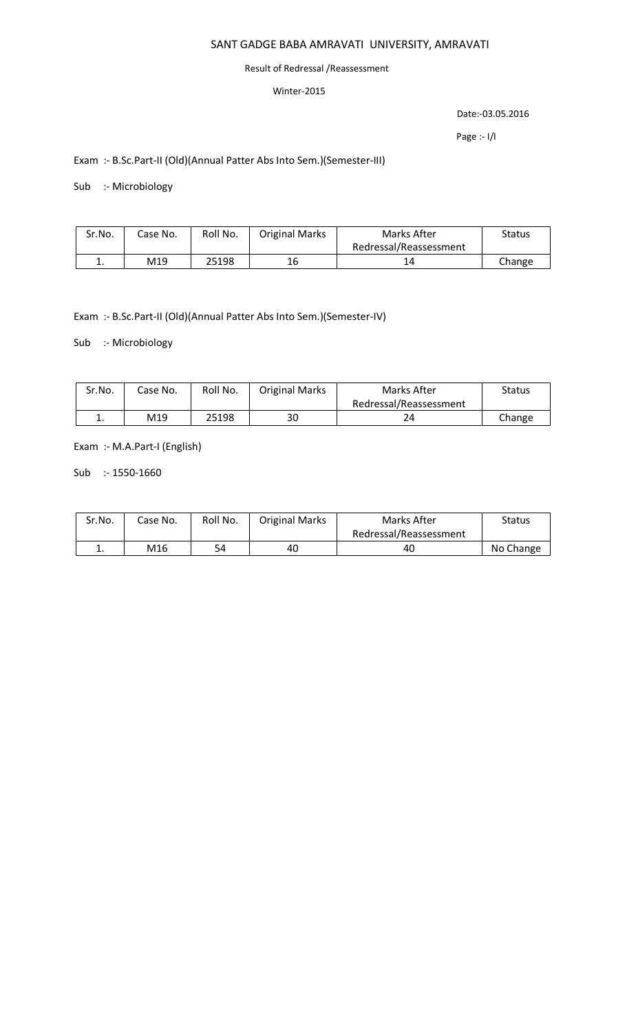# SANT GADGE BABA AMRAVATI UNIVERSITY, AMRAVATI

Result of Redressal /Reassessment

Winter-2015

Date:-03.05.2016

Page :- I/I

Exam :- B.Sc.Part-II (Old)(Annual Patter Abs Into Sem.)(Semester-III)

Sub :- Microbiology

| Sr.No. | Case No. | Roll No. | Original Marks | Marks After Redressal/Reassessment | Status |
|---|---|---|---|---|---|
| 1. | M19 | 25198 | 16 | 14 | Change |

Exam :- B.Sc.Part-II (Old)(Annual Patter Abs Into Sem.)(Semester-IV)

Sub :- Microbiology

| Sr.No. | Case No. | Roll No. | Original Marks | Marks After Redressal/Reassessment | Status |
|---|---|---|---|---|---|
| 1. | M19 | 25198 | 30 | 24 | Change |

Exam :- M.A.Part-I (English)

Sub :- 1550-1660

| Sr.No. | Case No. | Roll No. | Original Marks | Marks After Redressal/Reassessment | Status |
|---|---|---|---|---|---|
| 1. | M16 | 54 | 40 | 40 | No Change |